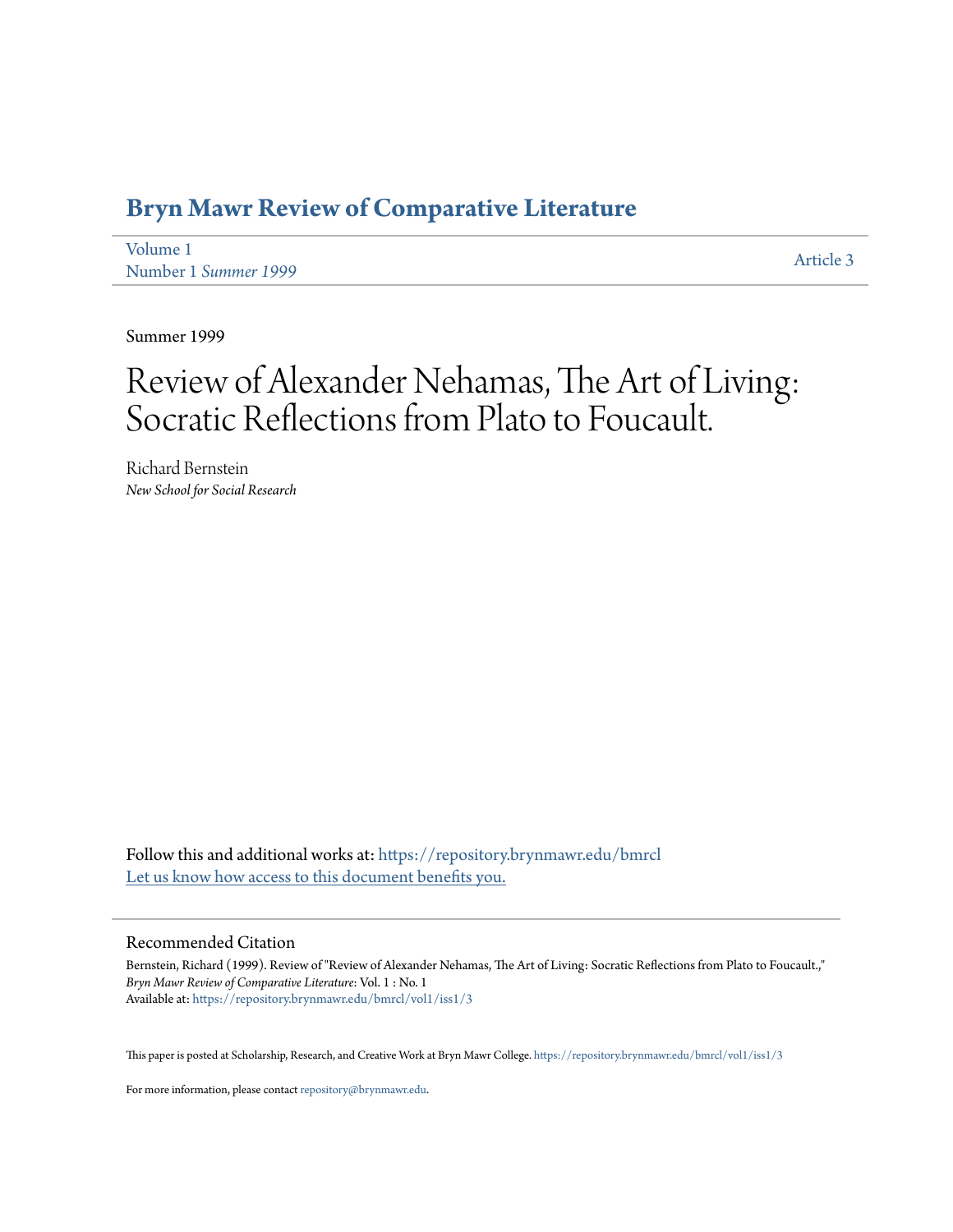# Bryn Mawr Review of Comparative Literature

Volume 1
Number 1 *Summer 1999*

Article 3

Summer 1999

# Review of Alexander Nehamas, The Art of Living: Socratic Reflections from Plato to Foucault.

Richard Bernstein
*New School for Social Research*

Follow this and additional works at: https://repository.brynmawr.edu/bmrcl
Let us know how access to this document benefits you.

## Recommended Citation

Bernstein, Richard (1999). Review of "Review of Alexander Nehamas, The Art of Living: Socratic Reflections from Plato to Foucault.," *Bryn Mawr Review of Comparative Literature*: Vol. 1 : No. 1
Available at: https://repository.brynmawr.edu/bmrcl/vol1/iss1/3

This paper is posted at Scholarship, Research, and Creative Work at Bryn Mawr College. https://repository.brynmawr.edu/bmrcl/vol1/iss1/3

For more information, please contact repository@brynmawr.edu.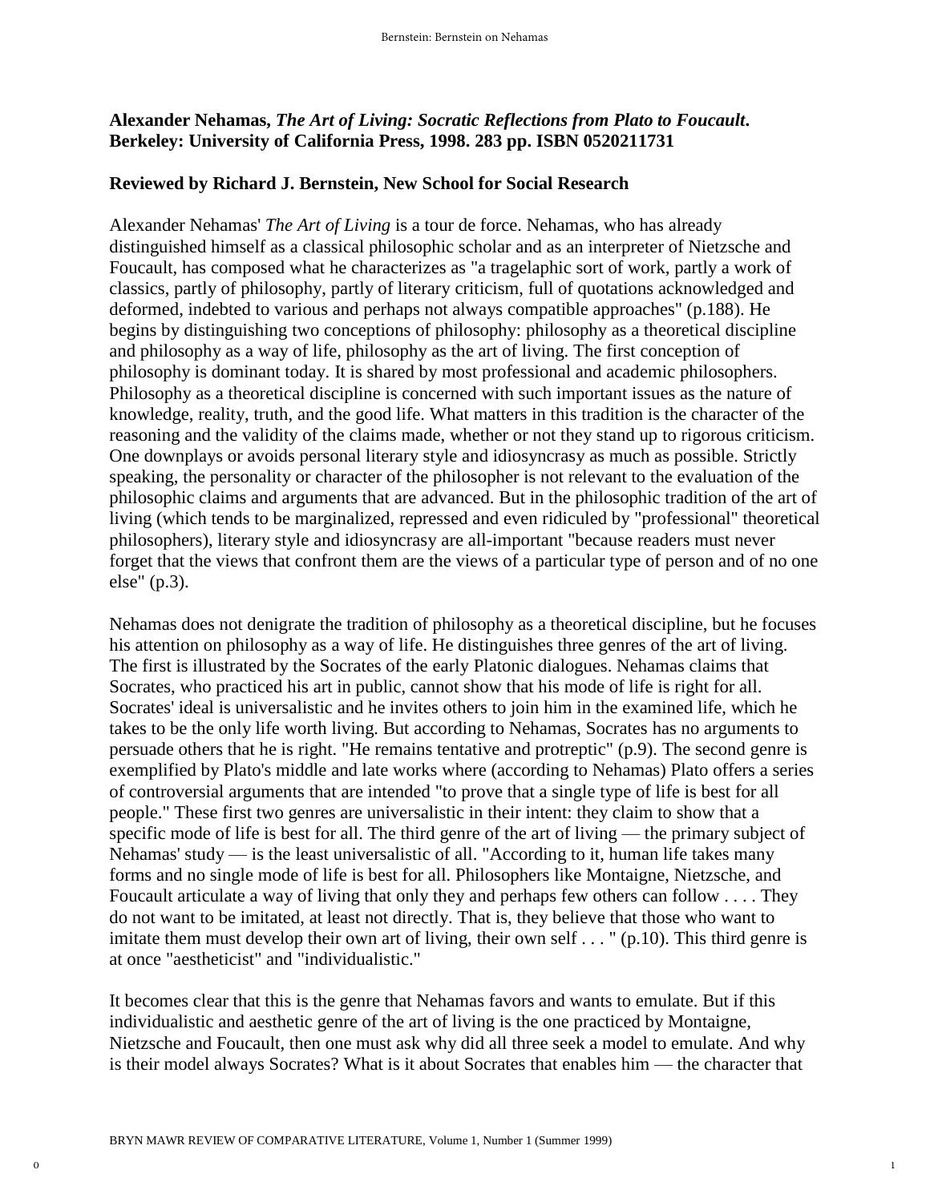**Alexander Nehamas, *The Art of Living: Socratic Reflections from Plato to Foucault*. Berkeley: University of California Press, 1998. 283 pp. ISBN 0520211731**

**Reviewed by Richard J. Bernstein, New School for Social Research**

Alexander Nehamas' *The Art of Living* is a tour de force. Nehamas, who has already distinguished himself as a classical philosophic scholar and as an interpreter of Nietzsche and Foucault, has composed what he characterizes as "a tragelaphic sort of work, partly a work of classics, partly of philosophy, partly of literary criticism, full of quotations acknowledged and deformed, indebted to various and perhaps not always compatible approaches" (p.188). He begins by distinguishing two conceptions of philosophy: philosophy as a theoretical discipline and philosophy as a way of life, philosophy as the art of living. The first conception of philosophy is dominant today. It is shared by most professional and academic philosophers. Philosophy as a theoretical discipline is concerned with such important issues as the nature of knowledge, reality, truth, and the good life. What matters in this tradition is the character of the reasoning and the validity of the claims made, whether or not they stand up to rigorous criticism. One downplays or avoids personal literary style and idiosyncrasy as much as possible. Strictly speaking, the personality or character of the philosopher is not relevant to the evaluation of the philosophic claims and arguments that are advanced. But in the philosophic tradition of the art of living (which tends to be marginalized, repressed and even ridiculed by "professional" theoretical philosophers), literary style and idiosyncrasy are all-important "because readers must never forget that the views that confront them are the views of a particular type of person and of no one else" (p.3).

Nehamas does not denigrate the tradition of philosophy as a theoretical discipline, but he focuses his attention on philosophy as a way of life. He distinguishes three genres of the art of living. The first is illustrated by the Socrates of the early Platonic dialogues. Nehamas claims that Socrates, who practiced his art in public, cannot show that his mode of life is right for all. Socrates' ideal is universalistic and he invites others to join him in the examined life, which he takes to be the only life worth living. But according to Nehamas, Socrates has no arguments to persuade others that he is right. "He remains tentative and protreptic" (p.9). The second genre is exemplified by Plato's middle and late works where (according to Nehamas) Plato offers a series of controversial arguments that are intended "to prove that a single type of life is best for all people." These first two genres are universalistic in their intent: they claim to show that a specific mode of life is best for all. The third genre of the art of living — the primary subject of Nehamas' study — is the least universalistic of all. "According to it, human life takes many forms and no single mode of life is best for all. Philosophers like Montaigne, Nietzsche, and Foucault articulate a way of living that only they and perhaps few others can follow . . . . They do not want to be imitated, at least not directly. That is, they believe that those who want to imitate them must develop their own art of living, their own self . . . " (p.10). This third genre is at once "aestheticist" and "individualistic."

It becomes clear that this is the genre that Nehamas favors and wants to emulate. But if this individualistic and aesthetic genre of the art of living is the one practiced by Montaigne, Nietzsche and Foucault, then one must ask why did all three seek a model to emulate. And why is their model always Socrates? What is it about Socrates that enables him — the character that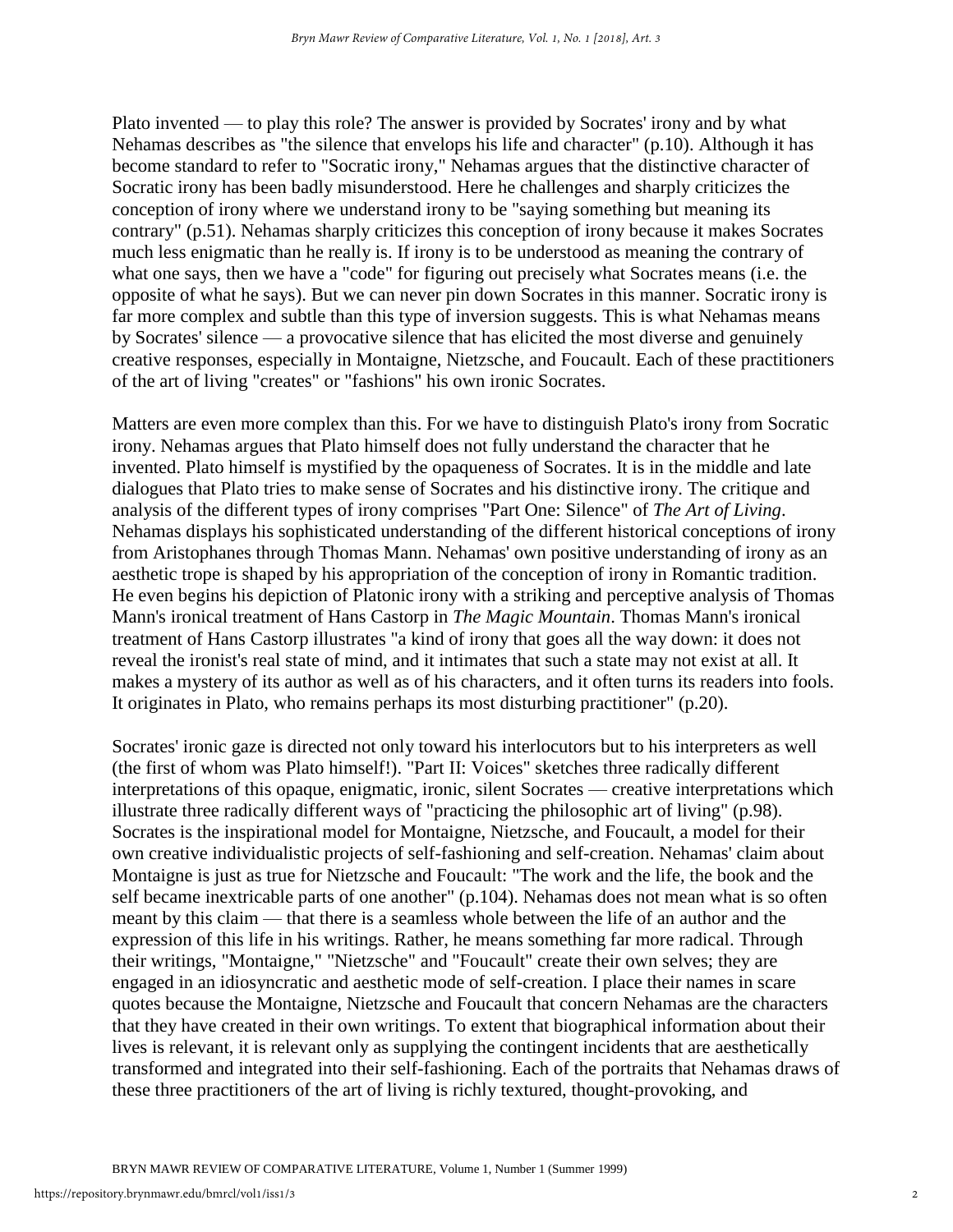Plato invented — to play this role? The answer is provided by Socrates' irony and by what Nehamas describes as "the silence that envelops his life and character" (p.10). Although it has become standard to refer to "Socratic irony," Nehamas argues that the distinctive character of Socratic irony has been badly misunderstood. Here he challenges and sharply criticizes the conception of irony where we understand irony to be "saying something but meaning its contrary" (p.51). Nehamas sharply criticizes this conception of irony because it makes Socrates much less enigmatic than he really is. If irony is to be understood as meaning the contrary of what one says, then we have a "code" for figuring out precisely what Socrates means (i.e. the opposite of what he says). But we can never pin down Socrates in this manner. Socratic irony is far more complex and subtle than this type of inversion suggests. This is what Nehamas means by Socrates' silence — a provocative silence that has elicited the most diverse and genuinely creative responses, especially in Montaigne, Nietzsche, and Foucault. Each of these practitioners of the art of living "creates" or "fashions" his own ironic Socrates.

Matters are even more complex than this. For we have to distinguish Plato's irony from Socratic irony. Nehamas argues that Plato himself does not fully understand the character that he invented. Plato himself is mystified by the opaqueness of Socrates. It is in the middle and late dialogues that Plato tries to make sense of Socrates and his distinctive irony. The critique and analysis of the different types of irony comprises "Part One: Silence" of *The Art of Living*. Nehamas displays his sophisticated understanding of the different historical conceptions of irony from Aristophanes through Thomas Mann. Nehamas' own positive understanding of irony as an aesthetic trope is shaped by his appropriation of the conception of irony in Romantic tradition. He even begins his depiction of Platonic irony with a striking and perceptive analysis of Thomas Mann's ironical treatment of Hans Castorp in *The Magic Mountain*. Thomas Mann's ironical treatment of Hans Castorp illustrates "a kind of irony that goes all the way down: it does not reveal the ironist's real state of mind, and it intimates that such a state may not exist at all. It makes a mystery of its author as well as of his characters, and it often turns its readers into fools. It originates in Plato, who remains perhaps its most disturbing practitioner" (p.20).

Socrates' ironic gaze is directed not only toward his interlocutors but to his interpreters as well (the first of whom was Plato himself!). "Part II: Voices" sketches three radically different interpretations of this opaque, enigmatic, ironic, silent Socrates — creative interpretations which illustrate three radically different ways of "practicing the philosophic art of living" (p.98). Socrates is the inspirational model for Montaigne, Nietzsche, and Foucault, a model for their own creative individualistic projects of self-fashioning and self-creation. Nehamas' claim about Montaigne is just as true for Nietzsche and Foucault: "The work and the life, the book and the self became inextricable parts of one another" (p.104). Nehamas does not mean what is so often meant by this claim — that there is a seamless whole between the life of an author and the expression of this life in his writings. Rather, he means something far more radical. Through their writings, "Montaigne," "Nietzsche" and "Foucault" create their own selves; they are engaged in an idiosyncratic and aesthetic mode of self-creation. I place their names in scare quotes because the Montaigne, Nietzsche and Foucault that concern Nehamas are the characters that they have created in their own writings. To extent that biographical information about their lives is relevant, it is relevant only as supplying the contingent incidents that are aesthetically transformed and integrated into their self-fashioning. Each of the portraits that Nehamas draws of these three practitioners of the art of living is richly textured, thought-provoking, and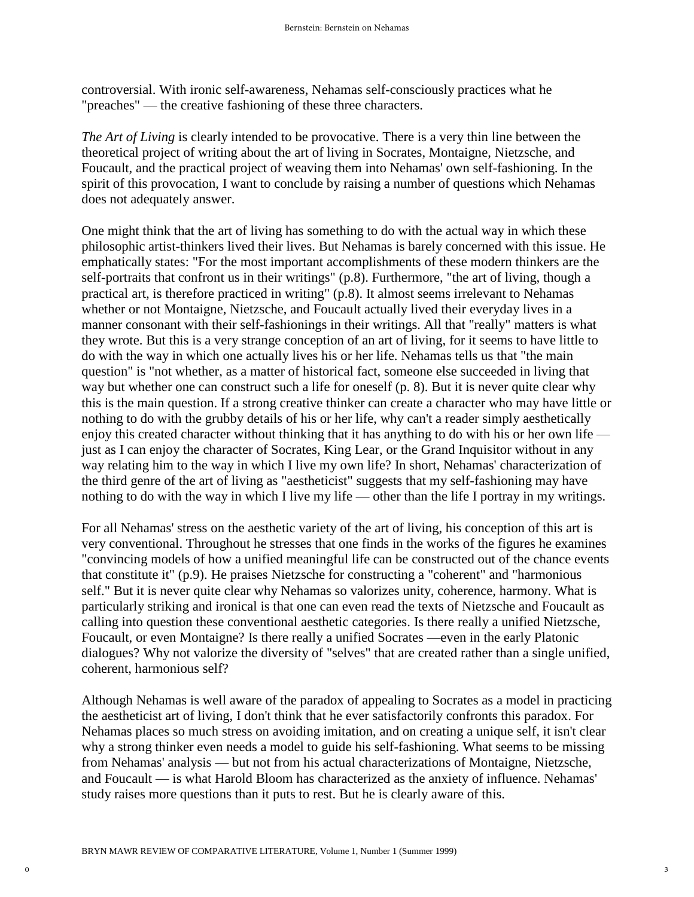controversial. With ironic self-awareness, Nehamas self-consciously practices what he "preaches" — the creative fashioning of these three characters.

*The Art of Living* is clearly intended to be provocative. There is a very thin line between the theoretical project of writing about the art of living in Socrates, Montaigne, Nietzsche, and Foucault, and the practical project of weaving them into Nehamas' own self-fashioning. In the spirit of this provocation, I want to conclude by raising a number of questions which Nehamas does not adequately answer.

One might think that the art of living has something to do with the actual way in which these philosophic artist-thinkers lived their lives. But Nehamas is barely concerned with this issue. He emphatically states: "For the most important accomplishments of these modern thinkers are the self-portraits that confront us in their writings" (p.8). Furthermore, "the art of living, though a practical art, is therefore practiced in writing" (p.8). It almost seems irrelevant to Nehamas whether or not Montaigne, Nietzsche, and Foucault actually lived their everyday lives in a manner consonant with their self-fashionings in their writings. All that "really" matters is what they wrote. But this is a very strange conception of an art of living, for it seems to have little to do with the way in which one actually lives his or her life. Nehamas tells us that "the main question" is "not whether, as a matter of historical fact, someone else succeeded in living that way but whether one can construct such a life for oneself (p. 8). But it is never quite clear why this is the main question. If a strong creative thinker can create a character who may have little or nothing to do with the grubby details of his or her life, why can't a reader simply aesthetically enjoy this created character without thinking that it has anything to do with his or her own life — just as I can enjoy the character of Socrates, King Lear, or the Grand Inquisitor without in any way relating him to the way in which I live my own life? In short, Nehamas' characterization of the third genre of the art of living as "aestheticist" suggests that my self-fashioning may have nothing to do with the way in which I live my life — other than the life I portray in my writings.

For all Nehamas' stress on the aesthetic variety of the art of living, his conception of this art is very conventional. Throughout he stresses that one finds in the works of the figures he examines "convincing models of how a unified meaningful life can be constructed out of the chance events that constitute it" (p.9). He praises Nietzsche for constructing a "coherent" and "harmonious self." But it is never quite clear why Nehamas so valorizes unity, coherence, harmony. What is particularly striking and ironical is that one can even read the texts of Nietzsche and Foucault as calling into question these conventional aesthetic categories. Is there really a unified Nietzsche, Foucault, or even Montaigne? Is there really a unified Socrates —even in the early Platonic dialogues? Why not valorize the diversity of "selves" that are created rather than a single unified, coherent, harmonious self?

Although Nehamas is well aware of the paradox of appealing to Socrates as a model in practicing the aestheticist art of living, I don't think that he ever satisfactorily confronts this paradox. For Nehamas places so much stress on avoiding imitation, and on creating a unique self, it isn't clear why a strong thinker even needs a model to guide his self-fashioning. What seems to be missing from Nehamas' analysis — but not from his actual characterizations of Montaigne, Nietzsche, and Foucault — is what Harold Bloom has characterized as the anxiety of influence. Nehamas' study raises more questions than it puts to rest. But he is clearly aware of this.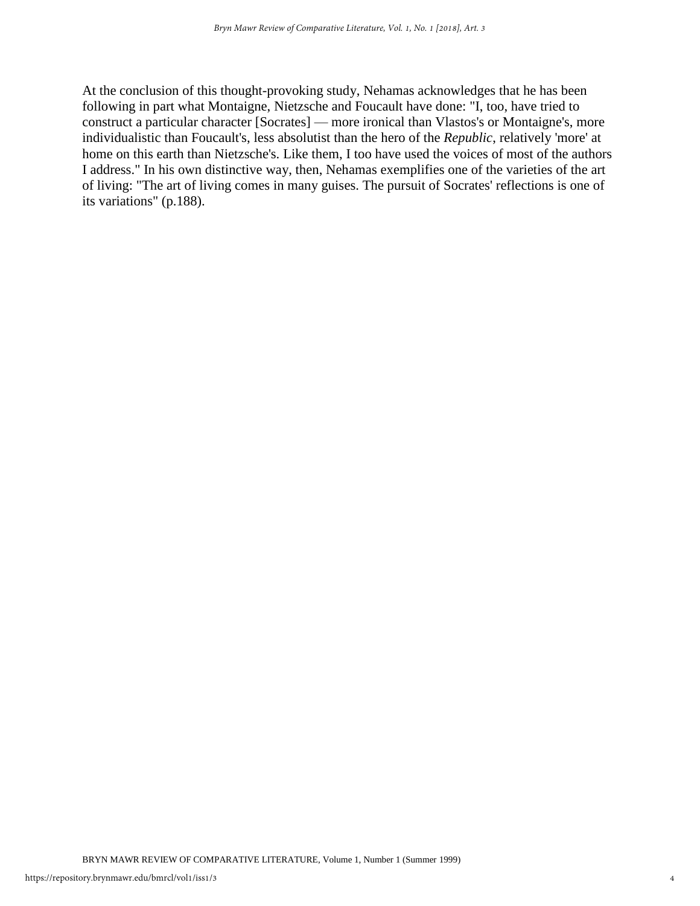At the conclusion of this thought-provoking study, Nehamas acknowledges that he has been following in part what Montaigne, Nietzsche and Foucault have done: "I, too, have tried to construct a particular character [Socrates] — more ironical than Vlastos's or Montaigne's, more individualistic than Foucault's, less absolutist than the hero of the *Republic*, relatively 'more' at home on this earth than Nietzsche's. Like them, I too have used the voices of most of the authors I address." In his own distinctive way, then, Nehamas exemplifies one of the varieties of the art of living: "The art of living comes in many guises. The pursuit of Socrates' reflections is one of its variations" (p.188).